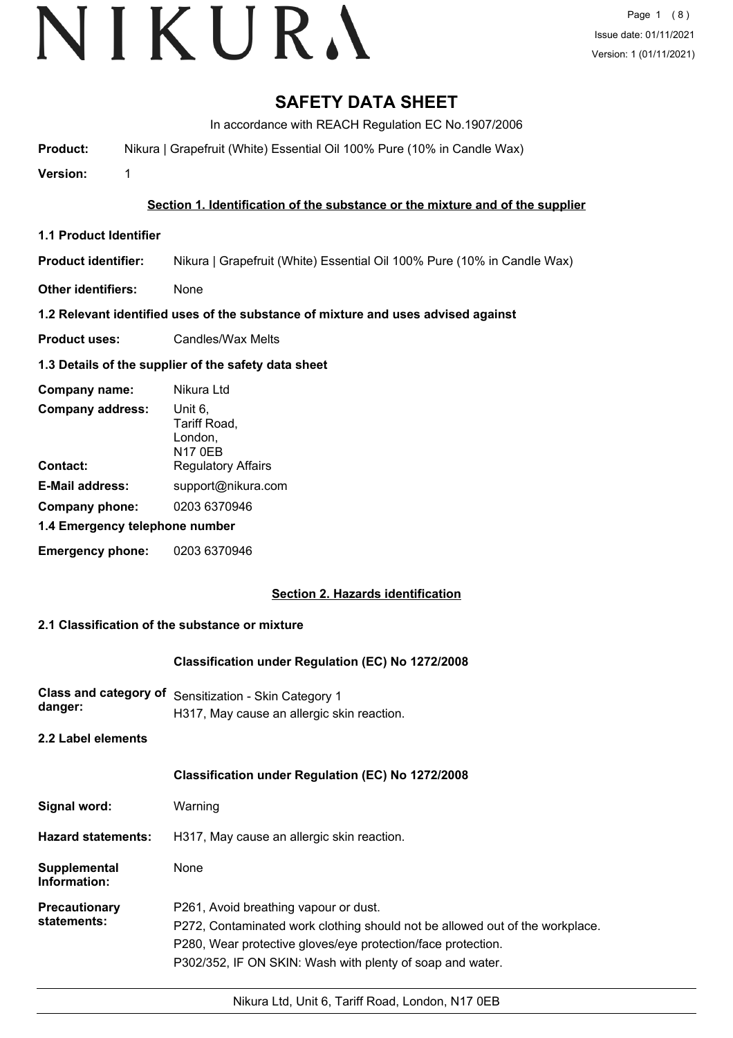# SAFETY DATA SHEET

In accordance with REACH Regulation EC No.1907/2006

**Product:** Nikura | Grapefruit (White) Essential Oil 100% Pure (10% in Candle Wax)

**Version:** 1

## Section 1. Identification of the substance or the mixture and of the supplier

### 1.1 Product Identifier

**Product identifier:** Nikura | Grapefruit (White) Essential Oil 100% Pure (10% in Candle Wax)

**Other identifiers:** None

### 1.2 Relevant identified uses of the substance of mixture and uses advised against

**Product uses:** Candles/Wax Melts

### 1.3 Details of the supplier of the safety data sheet

**Company name:** Nikura Ltd

**Company address:** Unit 6,
Tariff Road,
London,
N17 0EB

**Contact:** Regulatory Affairs

**E-Mail address:** support@nikura.com

**Company phone:** 0203 6370946

### 1.4 Emergency telephone number

**Emergency phone:** 0203 6370946

## Section 2. Hazards identification

### 2.1 Classification of the substance or mixture

**Classification under Regulation (EC) No 1272/2008**

**Class and category of danger:** Sensitization - Skin Category 1
H317, May cause an allergic skin reaction.

### 2.2 Label elements

**Classification under Regulation (EC) No 1272/2008**

**Signal word:** Warning

**Hazard statements:** H317, May cause an allergic skin reaction.

**Supplemental Information:** None

**Precautionary statements:**
P261, Avoid breathing vapour or dust.
P272, Contaminated work clothing should not be allowed out of the workplace.
P280, Wear protective gloves/eye protection/face protection.
P302/352, IF ON SKIN: Wash with plenty of soap and water.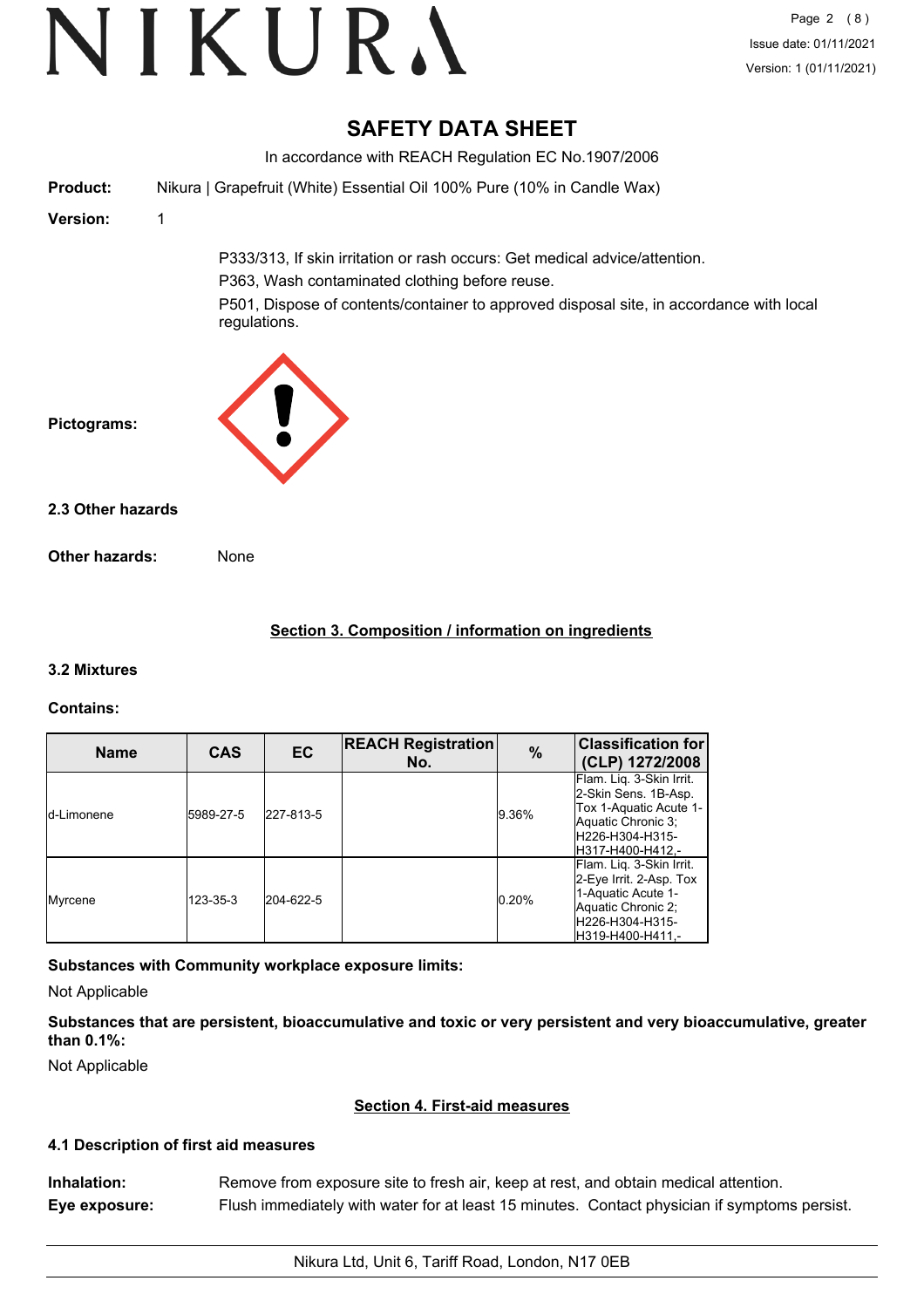# SAFETY DATA SHEET

In accordance with REACH Regulation EC No.1907/2006

**Product:** Nikura | Grapefruit (White) Essential Oil 100% Pure (10% in Candle Wax)

**Version:** 1

P333/313, If skin irritation or rash occurs: Get medical advice/attention.

P363, Wash contaminated clothing before reuse.

P501, Dispose of contents/container to approved disposal site, in accordance with local regulations.

**Pictograms:**

### 2.3 Other hazards

**Other hazards:** None

## Section 3. Composition / information on ingredients

### 3.2 Mixtures

**Contains:**

| Name | CAS | EC | REACH Registration No. | % | Classification for (CLP) 1272/2008 |
|---|---|---|---|---|---|
| d-Limonene | 5989-27-5 | 227-813-5 | | 9.36% | Flam. Liq. 3-Skin Irrit. 2-Skin Sens. 1B-Asp. Tox 1-Aquatic Acute 1-Aquatic Chronic 3;H226-H304-H315-H317-H400-H412,- |
| Myrcene | 123-35-3 | 204-622-5 | | 0.20% | Flam. Liq. 3-Skin Irrit. 2-Eye Irrit. 2-Asp. Tox 1-Aquatic Acute 1-Aquatic Chronic 2;H226-H304-H315-H319-H400-H411,- |

**Substances with Community workplace exposure limits:**

Not Applicable

**Substances that are persistent, bioaccumulative and toxic or very persistent and very bioaccumulative, greater than 0.1%:**

Not Applicable

## Section 4. First-aid measures

### 4.1 Description of first aid measures

**Inhalation:** Remove from exposure site to fresh air, keep at rest, and obtain medical attention.

**Eye exposure:** Flush immediately with water for at least 15 minutes. Contact physician if symptoms persist.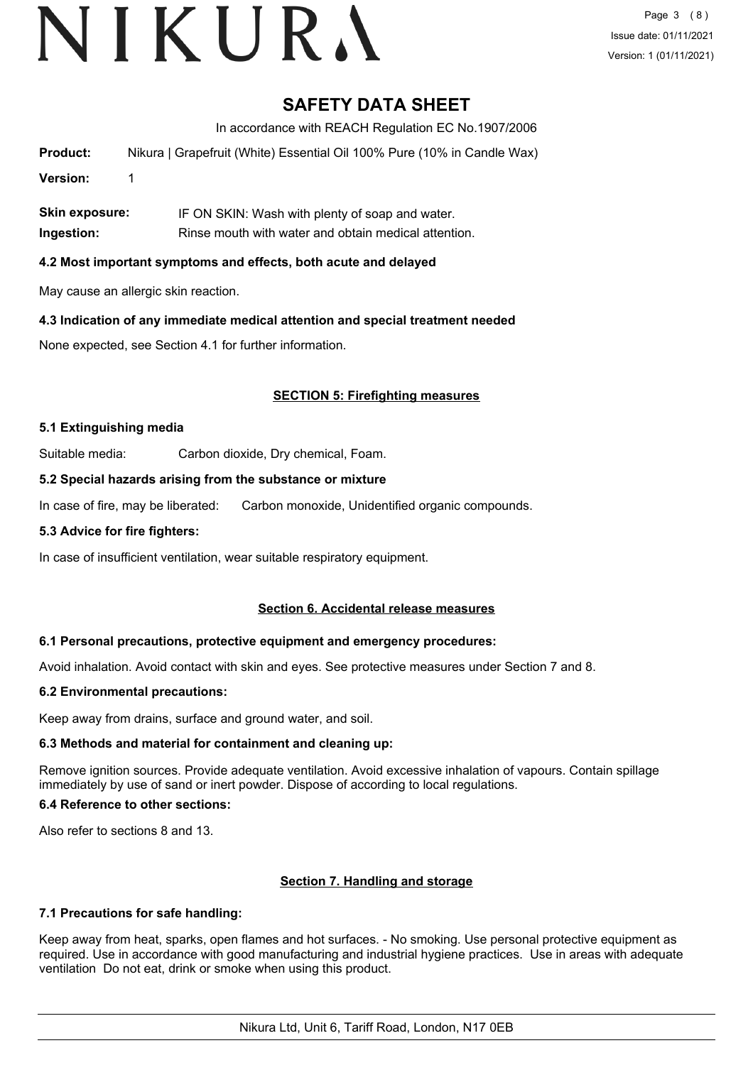# SAFETY DATA SHEET

In accordance with REACH Regulation EC No.1907/2006

**Product:** Nikura | Grapefruit (White) Essential Oil 100% Pure (10% in Candle Wax)

**Version:** 1

**Skin exposure:** IF ON SKIN: Wash with plenty of soap and water.

**Ingestion:** Rinse mouth with water and obtain medical attention.

### 4.2 Most important symptoms and effects, both acute and delayed

May cause an allergic skin reaction.

### 4.3 Indication of any immediate medical attention and special treatment needed

None expected, see Section 4.1 for further information.

## SECTION 5: Firefighting measures

### 5.1 Extinguishing media

Suitable media: Carbon dioxide, Dry chemical, Foam.

### 5.2 Special hazards arising from the substance or mixture

In case of fire, may be liberated: Carbon monoxide, Unidentified organic compounds.

### 5.3 Advice for fire fighters:

In case of insufficient ventilation, wear suitable respiratory equipment.

## Section 6. Accidental release measures

### 6.1 Personal precautions, protective equipment and emergency procedures:

Avoid inhalation. Avoid contact with skin and eyes. See protective measures under Section 7 and 8.

### 6.2 Environmental precautions:

Keep away from drains, surface and ground water, and soil.

### 6.3 Methods and material for containment and cleaning up:

Remove ignition sources. Provide adequate ventilation. Avoid excessive inhalation of vapours. Contain spillage immediately by use of sand or inert powder. Dispose of according to local regulations.

### 6.4 Reference to other sections:

Also refer to sections 8 and 13.

## Section 7. Handling and storage

### 7.1 Precautions for safe handling:

Keep away from heat, sparks, open flames and hot surfaces. - No smoking. Use personal protective equipment as required. Use in accordance with good manufacturing and industrial hygiene practices. Use in areas with adequate ventilation Do not eat, drink or smoke when using this product.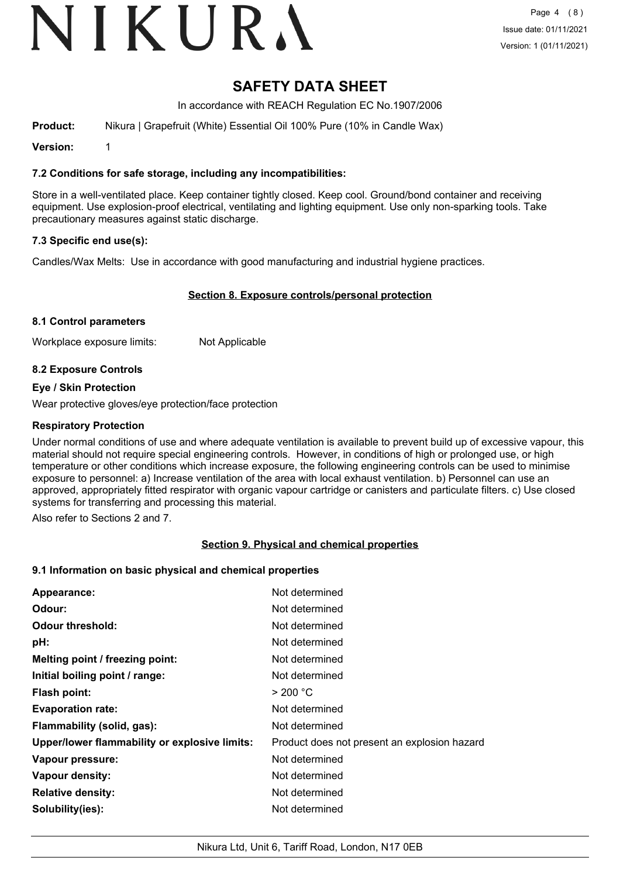# SAFETY DATA SHEET

In accordance with REACH Regulation EC No.1907/2006

**Product:** Nikura | Grapefruit (White) Essential Oil 100% Pure (10% in Candle Wax)

**Version:** 1

### 7.2 Conditions for safe storage, including any incompatibilities:

Store in a well-ventilated place. Keep container tightly closed. Keep cool. Ground/bond container and receiving equipment. Use explosion-proof electrical, ventilating and lighting equipment. Use only non-sparking tools. Take precautionary measures against static discharge.

### 7.3 Specific end use(s):

Candles/Wax Melts: Use in accordance with good manufacturing and industrial hygiene practices.

## Section 8. Exposure controls/personal protection

### 8.1 Control parameters

Workplace exposure limits: Not Applicable

### 8.2 Exposure Controls

**Eye / Skin Protection**

Wear protective gloves/eye protection/face protection

**Respiratory Protection**

Under normal conditions of use and where adequate ventilation is available to prevent build up of excessive vapour, this material should not require special engineering controls. However, in conditions of high or prolonged use, or high temperature or other conditions which increase exposure, the following engineering controls can be used to minimise exposure to personnel: a) Increase ventilation of the area with local exhaust ventilation. b) Personnel can use an approved, appropriately fitted respirator with organic vapour cartridge or canisters and particulate filters. c) Use closed systems for transferring and processing this material.

Also refer to Sections 2 and 7.

## Section 9. Physical and chemical properties

### 9.1 Information on basic physical and chemical properties

| | |
|---|---|
| **Appearance:** | Not determined |
| **Odour:** | Not determined |
| **Odour threshold:** | Not determined |
| **pH:** | Not determined |
| **Melting point / freezing point:** | Not determined |
| **Initial boiling point / range:** | Not determined |
| **Flash point:** | > 200 °C |
| **Evaporation rate:** | Not determined |
| **Flammability (solid, gas):** | Not determined |
| **Upper/lower flammability or explosive limits:** | Product does not present an explosion hazard |
| **Vapour pressure:** | Not determined |
| **Vapour density:** | Not determined |
| **Relative density:** | Not determined |
| **Solubility(ies):** | Not determined |

Nikura Ltd, Unit 6, Tariff Road, London, N17 0EB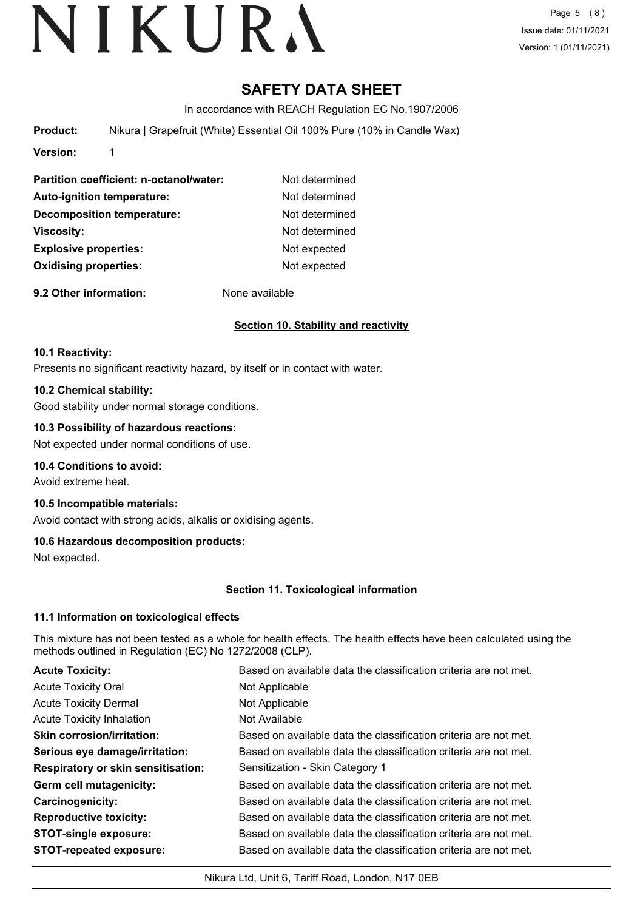# SAFETY DATA SHEET

In accordance with REACH Regulation EC No.1907/2006

**Product:** Nikura | Grapefruit (White) Essential Oil 100% Pure (10% in Candle Wax)

**Version:** 1

| | |
|---|---|
| **Partition coefficient: n-octanol/water:** | Not determined |
| **Auto-ignition temperature:** | Not determined |
| **Decomposition temperature:** | Not determined |
| **Viscosity:** | Not determined |
| **Explosive properties:** | Not expected |
| **Oxidising properties:** | Not expected |

**9.2 Other information:** None available

## Section 10. Stability and reactivity

**10.1 Reactivity:**

Presents no significant reactivity hazard, by itself or in contact with water.

**10.2 Chemical stability:**

Good stability under normal storage conditions.

**10.3 Possibility of hazardous reactions:**

Not expected under normal conditions of use.

**10.4 Conditions to avoid:**

Avoid extreme heat.

**10.5 Incompatible materials:**

Avoid contact with strong acids, alkalis or oxidising agents.

**10.6 Hazardous decomposition products:**

Not expected.

## Section 11. Toxicological information

**11.1 Information on toxicological effects**

This mixture has not been tested as a whole for health effects. The health effects have been calculated using the methods outlined in Regulation (EC) No 1272/2008 (CLP).

| | |
|---|---|
| **Acute Toxicity:** | Based on available data the classification criteria are not met. |
| Acute Toxicity Oral | Not Applicable |
| Acute Toxicity Dermal | Not Applicable |
| Acute Toxicity Inhalation | Not Available |
| **Skin corrosion/irritation:** | Based on available data the classification criteria are not met. |
| **Serious eye damage/irritation:** | Based on available data the classification criteria are not met. |
| **Respiratory or skin sensitisation:** | Sensitization - Skin Category 1 |
| **Germ cell mutagenicity:** | Based on available data the classification criteria are not met. |
| **Carcinogenicity:** | Based on available data the classification criteria are not met. |
| **Reproductive toxicity:** | Based on available data the classification criteria are not met. |
| **STOT-single exposure:** | Based on available data the classification criteria are not met. |
| **STOT-repeated exposure:** | Based on available data the classification criteria are not met. |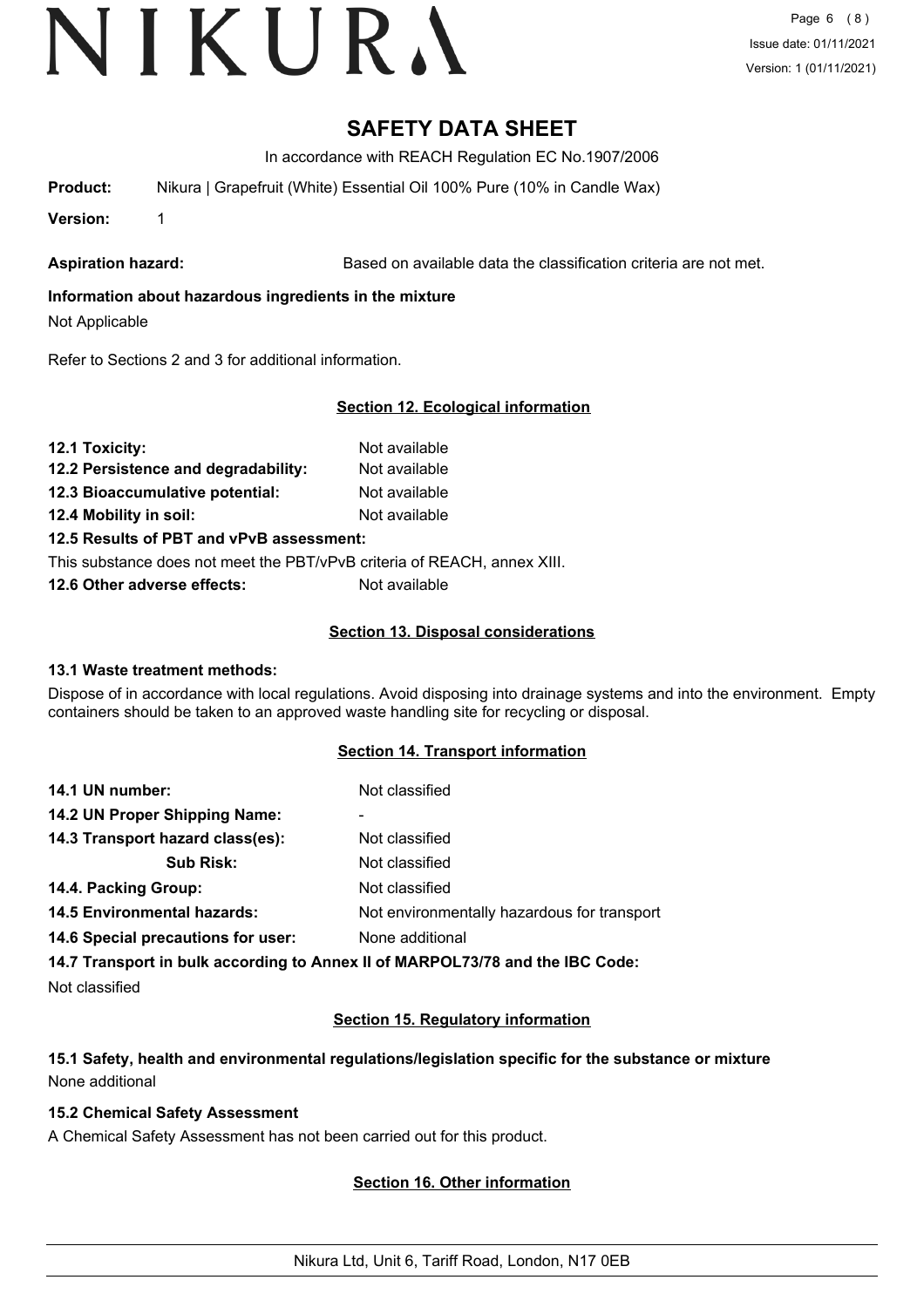# SAFETY DATA SHEET

In accordance with REACH Regulation EC No.1907/2006

**Product:** Nikura | Grapefruit (White) Essential Oil 100% Pure (10% in Candle Wax)

**Version:** 1

**Aspiration hazard:** Based on available data the classification criteria are not met.

**Information about hazardous ingredients in the mixture**

Not Applicable

Refer to Sections 2 and 3 for additional information.

## Section 12. Ecological information

**12.1 Toxicity:** Not available

**12.2 Persistence and degradability:** Not available

**12.3 Bioaccumulative potential:** Not available

**12.4 Mobility in soil:** Not available

**12.5 Results of PBT and vPvB assessment:**

This substance does not meet the PBT/vPvB criteria of REACH, annex XIII.

**12.6 Other adverse effects:** Not available

## Section 13. Disposal considerations

**13.1 Waste treatment methods:**

Dispose of in accordance with local regulations. Avoid disposing into drainage systems and into the environment. Empty containers should be taken to an approved waste handling site for recycling or disposal.

## Section 14. Transport information

**14.1 UN number:** Not classified

**14.2 UN Proper Shipping Name:** -

**14.3 Transport hazard class(es):** Not classified

**Sub Risk:** Not classified

**14.4. Packing Group:** Not classified

**14.5 Environmental hazards:** Not environmentally hazardous for transport

**14.6 Special precautions for user:** None additional

**14.7 Transport in bulk according to Annex II of MARPOL73/78 and the IBC Code:**

Not classified

## Section 15. Regulatory information

**15.1 Safety, health and environmental regulations/legislation specific for the substance or mixture**

None additional

**15.2 Chemical Safety Assessment**

A Chemical Safety Assessment has not been carried out for this product.

## Section 16. Other information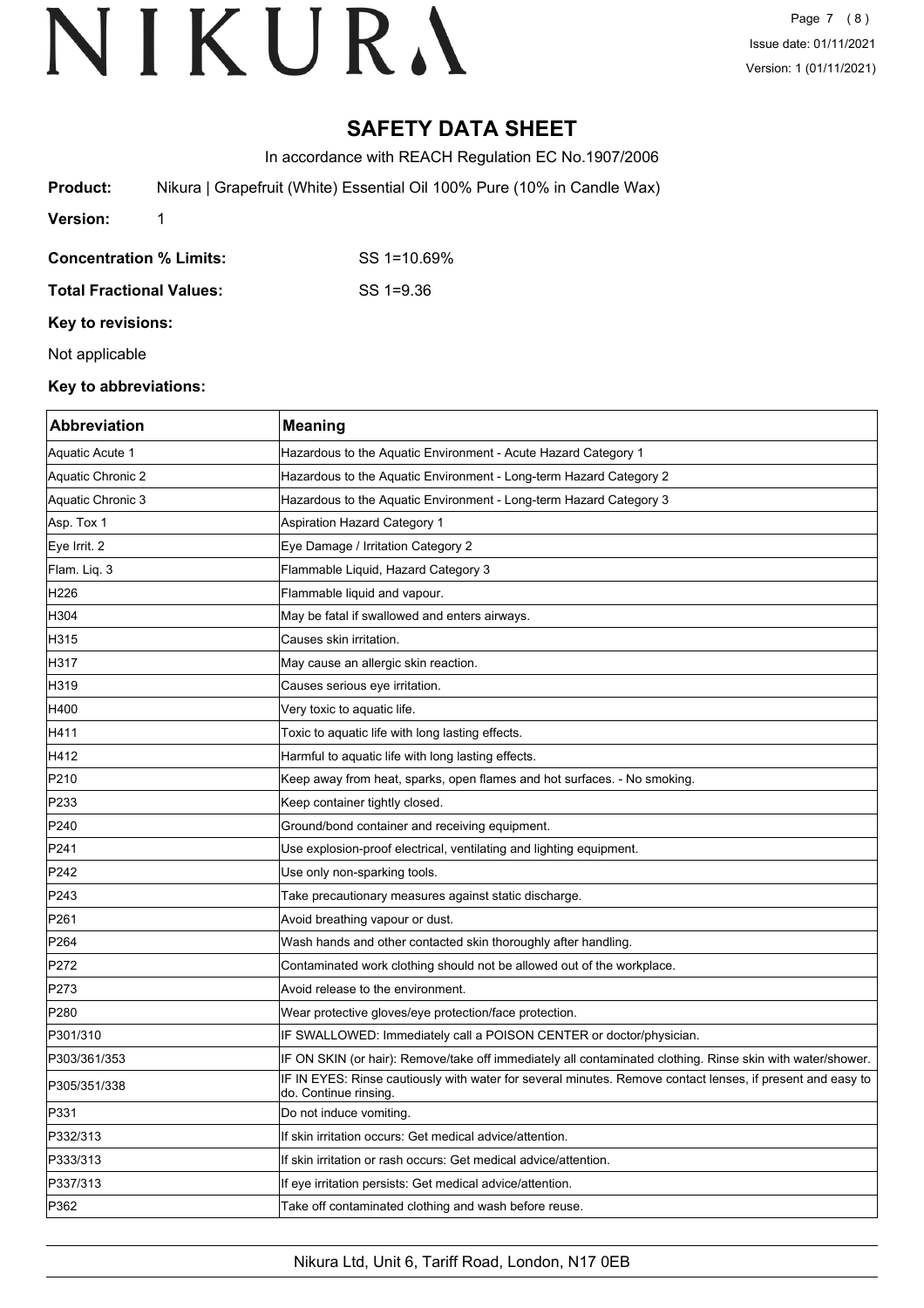# SAFETY DATA SHEET

In accordance with REACH Regulation EC No.1907/2006

**Product:** Nikura | Grapefruit (White) Essential Oil 100% Pure (10% in Candle Wax)

**Version:** 1

**Concentration % Limits:** SS 1=10.69%

**Total Fractional Values:** SS 1=9.36

**Key to revisions:**

Not applicable

**Key to abbreviations:**

| Abbreviation | Meaning |
|---|---|
| Aquatic Acute 1 | Hazardous to the Aquatic Environment - Acute Hazard Category 1 |
| Aquatic Chronic 2 | Hazardous to the Aquatic Environment - Long-term Hazard Category 2 |
| Aquatic Chronic 3 | Hazardous to the Aquatic Environment - Long-term Hazard Category 3 |
| Asp. Tox 1 | Aspiration Hazard Category 1 |
| Eye Irrit. 2 | Eye Damage / Irritation Category 2 |
| Flam. Liq. 3 | Flammable Liquid, Hazard Category 3 |
| H226 | Flammable liquid and vapour. |
| H304 | May be fatal if swallowed and enters airways. |
| H315 | Causes skin irritation. |
| H317 | May cause an allergic skin reaction. |
| H319 | Causes serious eye irritation. |
| H400 | Very toxic to aquatic life. |
| H411 | Toxic to aquatic life with long lasting effects. |
| H412 | Harmful to aquatic life with long lasting effects. |
| P210 | Keep away from heat, sparks, open flames and hot surfaces. - No smoking. |
| P233 | Keep container tightly closed. |
| P240 | Ground/bond container and receiving equipment. |
| P241 | Use explosion-proof electrical, ventilating and lighting equipment. |
| P242 | Use only non-sparking tools. |
| P243 | Take precautionary measures against static discharge. |
| P261 | Avoid breathing vapour or dust. |
| P264 | Wash hands and other contacted skin thoroughly after handling. |
| P272 | Contaminated work clothing should not be allowed out of the workplace. |
| P273 | Avoid release to the environment. |
| P280 | Wear protective gloves/eye protection/face protection. |
| P301/310 | IF SWALLOWED: Immediately call a POISON CENTER or doctor/physician. |
| P303/361/353 | IF ON SKIN (or hair): Remove/take off immediately all contaminated clothing. Rinse skin with water/shower. |
| P305/351/338 | IF IN EYES: Rinse cautiously with water for several minutes. Remove contact lenses, if present and easy to do. Continue rinsing. |
| P331 | Do not induce vomiting. |
| P332/313 | If skin irritation occurs: Get medical advice/attention. |
| P333/313 | If skin irritation or rash occurs: Get medical advice/attention. |
| P337/313 | If eye irritation persists: Get medical advice/attention. |
| P362 | Take off contaminated clothing and wash before reuse. |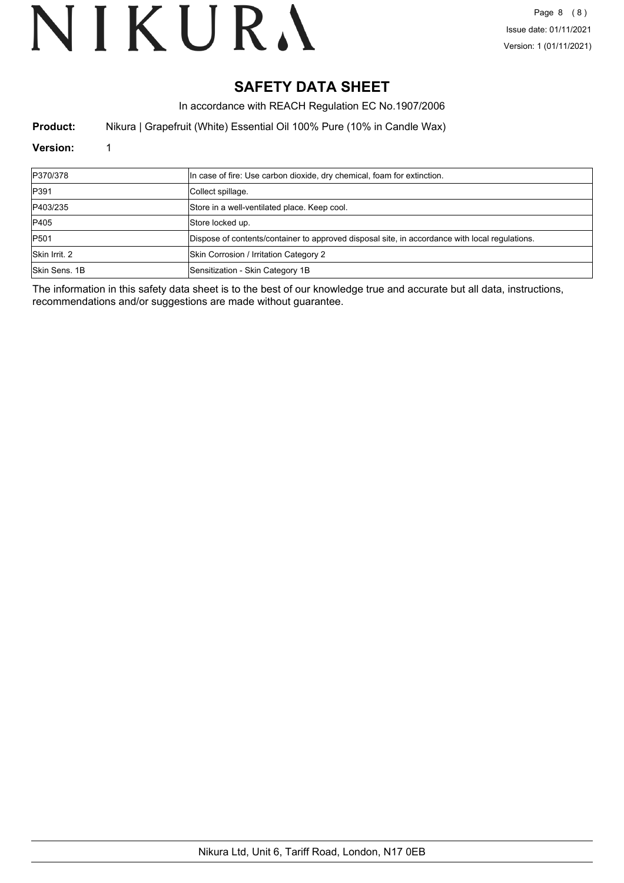# SAFETY DATA SHEET

In accordance with REACH Regulation EC No.1907/2006

**Product:** Nikura | Grapefruit (White) Essential Oil 100% Pure (10% in Candle Wax)

**Version:** 1

| | |
|---|---|
| P370/378 | In case of fire: Use carbon dioxide, dry chemical, foam for extinction. |
| P391 | Collect spillage. |
| P403/235 | Store in a well-ventilated place. Keep cool. |
| P405 | Store locked up. |
| P501 | Dispose of contents/container to approved disposal site, in accordance with local regulations. |
| Skin Irrit. 2 | Skin Corrosion / Irritation Category 2 |
| Skin Sens. 1B | Sensitization - Skin Category 1B |

The information in this safety data sheet is to the best of our knowledge true and accurate but all data, instructions, recommendations and/or suggestions are made without guarantee.

Nikura Ltd, Unit 6, Tariff Road, London, N17 0EB